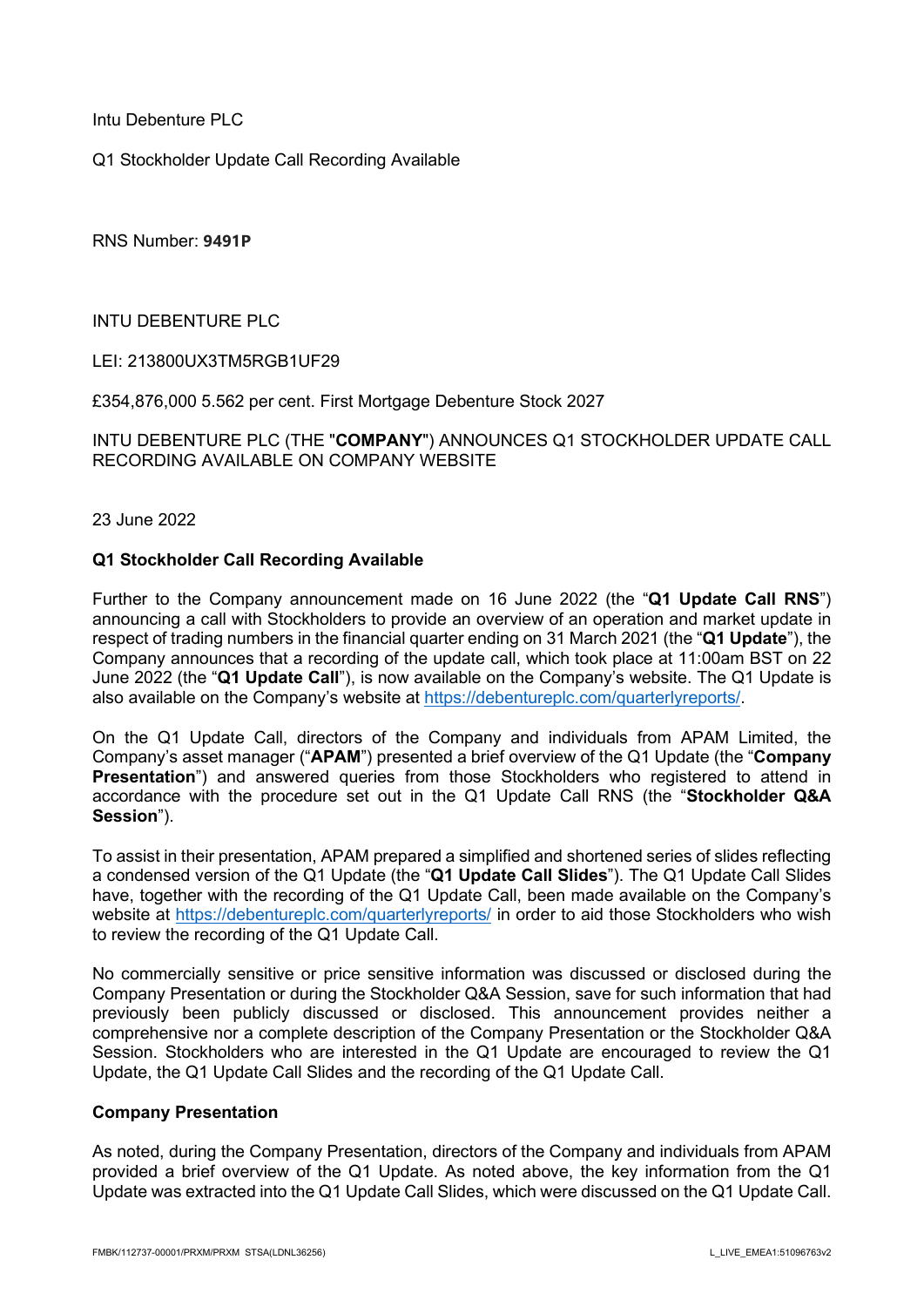Intu Debenture PLC

Q1 Stockholder Update Call Recording Available

RNS Number: **9491P**

INTU DEBENTURE PLC

LEI: 213800UX3TM5RGB1UF29

£354,876,000 5.562 per cent. First Mortgage Debenture Stock 2027

INTU DEBENTURE PLC (THE "**COMPANY**") ANNOUNCES Q1 STOCKHOLDER UPDATE CALL RECORDING AVAILABLE ON COMPANY WEBSITE

23 June 2022

**Q1 Stockholder Call Recording Available**

Further to the Company announcement made on 16 June 2022 (the "**Q1 Update Call RNS**") announcing a call with Stockholders to provide an overview of an operation and market update in respect of trading numbers in the financial quarter ending on 31 March 2021 (the "**Q1 Update**"), the Company announces that a recording of the update call, which took place at 11:00am BST on 22 June 2022 (the "**Q1 Update Call**"), is now available on the Company's website. The Q1 Update is also available on the Company's website at https://debentureplc.com/quarterlyreports/.

On the Q1 Update Call, directors of the Company and individuals from APAM Limited, the Company's asset manager ("**APAM**") presented a brief overview of the Q1 Update (the "**Company Presentation**") and answered queries from those Stockholders who registered to attend in accordance with the procedure set out in the Q1 Update Call RNS (the "**Stockholder Q&A Session**").

To assist in their presentation, APAM prepared a simplified and shortened series of slides reflecting a condensed version of the Q1 Update (the "**Q1 Update Call Slides**"). The Q1 Update Call Slides have, together with the recording of the Q1 Update Call, been made available on the Company's website at https://debentureplc.com/quarterlyreports/ in order to aid those Stockholders who wish to review the recording of the Q1 Update Call.

No commercially sensitive or price sensitive information was discussed or disclosed during the Company Presentation or during the Stockholder Q&A Session, save for such information that had previously been publicly discussed or disclosed. This announcement provides neither a comprehensive nor a complete description of the Company Presentation or the Stockholder Q&A Session. Stockholders who are interested in the Q1 Update are encouraged to review the Q1 Update, the Q1 Update Call Slides and the recording of the Q1 Update Call.

**Company Presentation**

As noted, during the Company Presentation, directors of the Company and individuals from APAM provided a brief overview of the Q1 Update. As noted above, the key information from the Q1 Update was extracted into the Q1 Update Call Slides, which were discussed on the Q1 Update Call.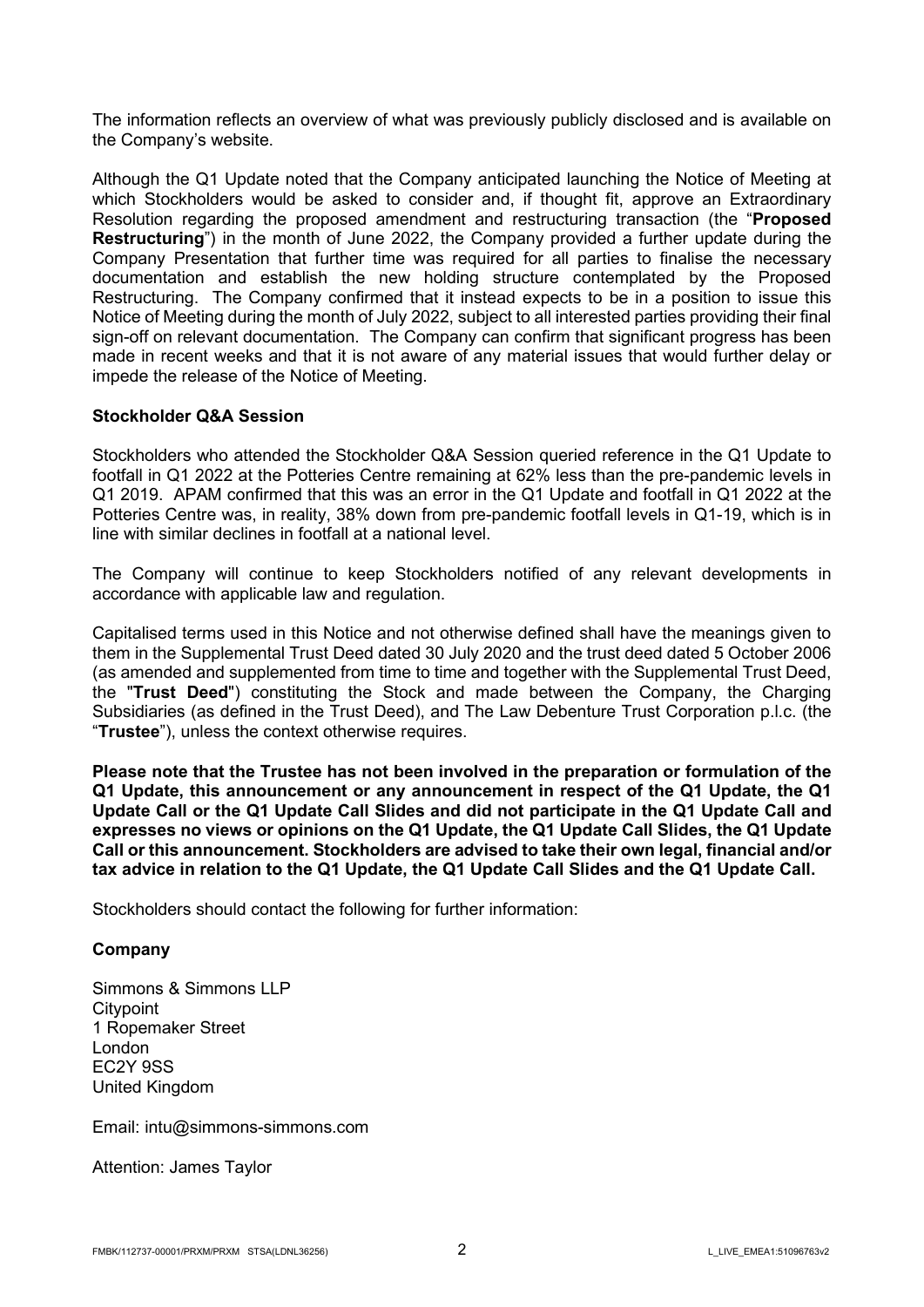The information reflects an overview of what was previously publicly disclosed and is available on the Company's website.

Although the Q1 Update noted that the Company anticipated launching the Notice of Meeting at which Stockholders would be asked to consider and, if thought fit, approve an Extraordinary Resolution regarding the proposed amendment and restructuring transaction (the "**Proposed Restructuring**") in the month of June 2022, the Company provided a further update during the Company Presentation that further time was required for all parties to finalise the necessary documentation and establish the new holding structure contemplated by the Proposed Restructuring. The Company confirmed that it instead expects to be in a position to issue this Notice of Meeting during the month of July 2022, subject to all interested parties providing their final sign-off on relevant documentation. The Company can confirm that significant progress has been made in recent weeks and that it is not aware of any material issues that would further delay or impede the release of the Notice of Meeting.

**Stockholder Q&A Session**

Stockholders who attended the Stockholder Q&A Session queried reference in the Q1 Update to footfall in Q1 2022 at the Potteries Centre remaining at 62% less than the pre-pandemic levels in Q1 2019. APAM confirmed that this was an error in the Q1 Update and footfall in Q1 2022 at the Potteries Centre was, in reality, 38% down from pre-pandemic footfall levels in Q1-19, which is in line with similar declines in footfall at a national level.

The Company will continue to keep Stockholders notified of any relevant developments in accordance with applicable law and regulation.

Capitalised terms used in this Notice and not otherwise defined shall have the meanings given to them in the Supplemental Trust Deed dated 30 July 2020 and the trust deed dated 5 October 2006 (as amended and supplemented from time to time and together with the Supplemental Trust Deed, the "**Trust Deed**") constituting the Stock and made between the Company, the Charging Subsidiaries (as defined in the Trust Deed), and The Law Debenture Trust Corporation p.l.c. (the "**Trustee**"), unless the context otherwise requires.

**Please note that the Trustee has not been involved in the preparation or formulation of the Q1 Update, this announcement or any announcement in respect of the Q1 Update, the Q1 Update Call or the Q1 Update Call Slides and did not participate in the Q1 Update Call and expresses no views or opinions on the Q1 Update, the Q1 Update Call Slides, the Q1 Update Call or this announcement. Stockholders are advised to take their own legal, financial and/or tax advice in relation to the Q1 Update, the Q1 Update Call Slides and the Q1 Update Call.**

Stockholders should contact the following for further information:

**Company**

Simmons & Simmons LLP
Citypoint
1 Ropemaker Street
London
EC2Y 9SS
United Kingdom

Email: intu@simmons-simmons.com

Attention: James Taylor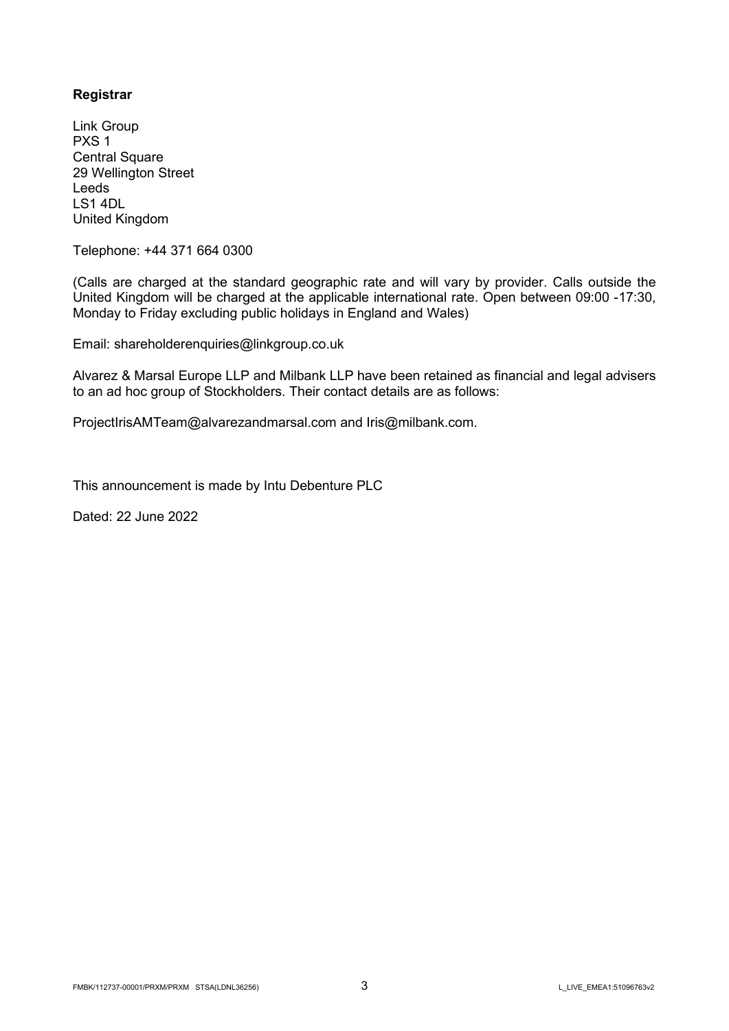**Registrar**

Link Group
PXS 1
Central Square
29 Wellington Street
Leeds
LS1 4DL
United Kingdom

Telephone: +44 371 664 0300

(Calls are charged at the standard geographic rate and will vary by provider. Calls outside the United Kingdom will be charged at the applicable international rate. Open between 09:00 -17:30, Monday to Friday excluding public holidays in England and Wales)

Email: shareholderenquiries@linkgroup.co.uk

Alvarez & Marsal Europe LLP and Milbank LLP have been retained as financial and legal advisers to an ad hoc group of Stockholders. Their contact details are as follows:

ProjectIrisAMTeam@alvarezandmarsal.com and Iris@milbank.com.

This announcement is made by Intu Debenture PLC

Dated: 22 June 2022